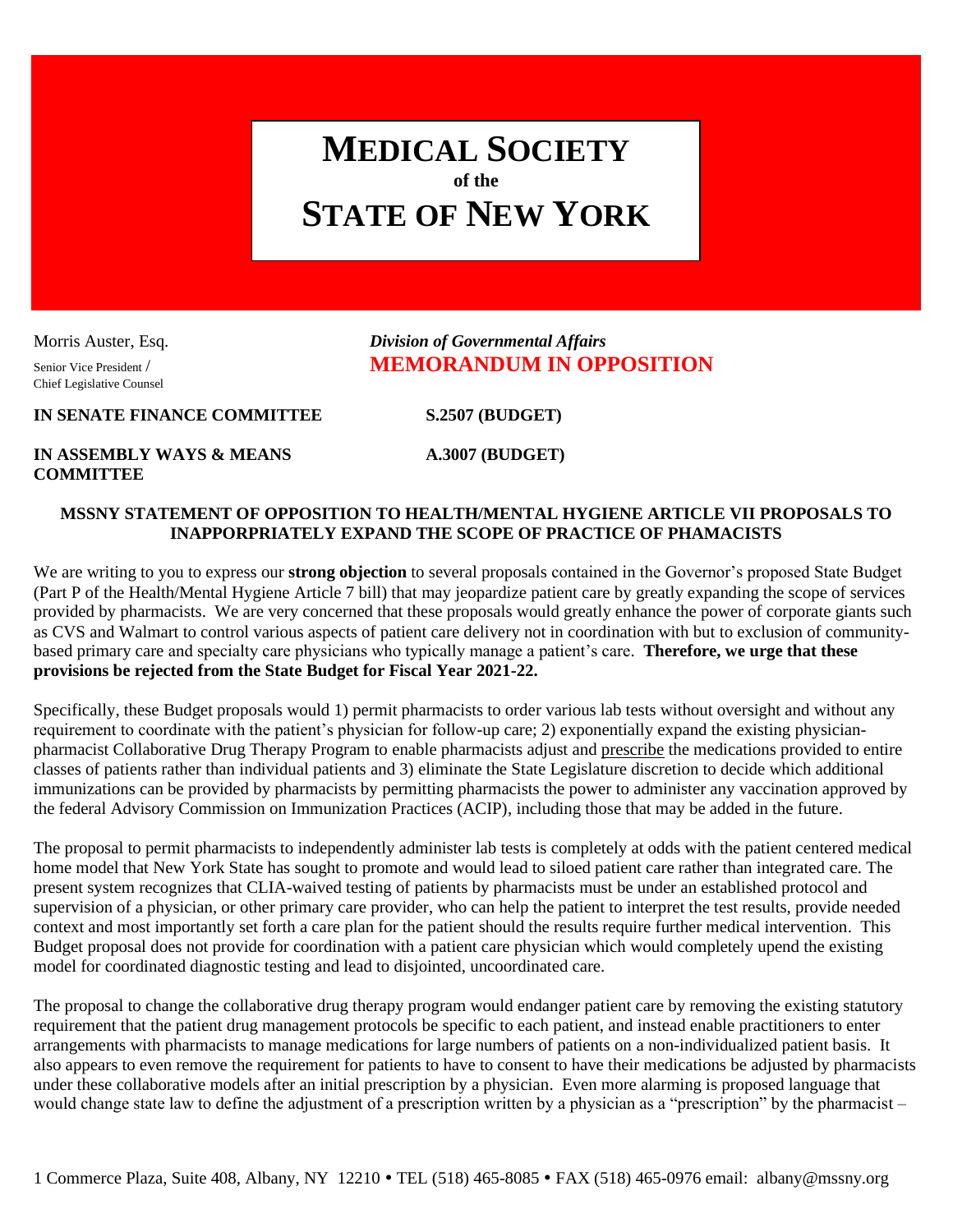# MEDICAL SOCIETY of the STATE OF NEW YORK

Morris Auster, Esq.
Senior Vice President / Chief Legislative Counsel

*Division of Governmental Affairs*
**MEMORANDUM IN OPPOSITION**

**IN SENATE FINANCE COMMITTEE** **S.2507 (BUDGET)**

**IN ASSEMBLY WAYS & MEANS COMMITTEE** **A.3007 (BUDGET)**

**MSSNY STATEMENT OF OPPOSITION TO HEALTH/MENTAL HYGIENE ARTICLE VII PROPOSALS TO INAPPORPRIATELY EXPAND THE SCOPE OF PRACTICE OF PHAMACISTS**

We are writing to you to express our **strong objection** to several proposals contained in the Governor's proposed State Budget (Part P of the Health/Mental Hygiene Article 7 bill) that may jeopardize patient care by greatly expanding the scope of services provided by pharmacists. We are very concerned that these proposals would greatly enhance the power of corporate giants such as CVS and Walmart to control various aspects of patient care delivery not in coordination with but to exclusion of community-based primary care and specialty care physicians who typically manage a patient's care. **Therefore, we urge that these provisions be rejected from the State Budget for Fiscal Year 2021-22.**

Specifically, these Budget proposals would 1) permit pharmacists to order various lab tests without oversight and without any requirement to coordinate with the patient's physician for follow-up care; 2) exponentially expand the existing physician-pharmacist Collaborative Drug Therapy Program to enable pharmacists adjust and prescribe the medications provided to entire classes of patients rather than individual patients and 3) eliminate the State Legislature discretion to decide which additional immunizations can be provided by pharmacists by permitting pharmacists the power to administer any vaccination approved by the federal Advisory Commission on Immunization Practices (ACIP), including those that may be added in the future.

The proposal to permit pharmacists to independently administer lab tests is completely at odds with the patient centered medical home model that New York State has sought to promote and would lead to siloed patient care rather than integrated care. The present system recognizes that CLIA-waived testing of patients by pharmacists must be under an established protocol and supervision of a physician, or other primary care provider, who can help the patient to interpret the test results, provide needed context and most importantly set forth a care plan for the patient should the results require further medical intervention. This Budget proposal does not provide for coordination with a patient care physician which would completely upend the existing model for coordinated diagnostic testing and lead to disjointed, uncoordinated care.

The proposal to change the collaborative drug therapy program would endanger patient care by removing the existing statutory requirement that the patient drug management protocols be specific to each patient, and instead enable practitioners to enter arrangements with pharmacists to manage medications for large numbers of patients on a non-individualized patient basis. It also appears to even remove the requirement for patients to have to consent to have their medications be adjusted by pharmacists under these collaborative models after an initial prescription by a physician. Even more alarming is proposed language that would change state law to define the adjustment of a prescription written by a physician as a "prescription" by the pharmacist –

1 Commerce Plaza, Suite 408, Albany, NY 12210 • TEL (518) 465-8085 • FAX (518) 465-0976 email: albany@mssny.org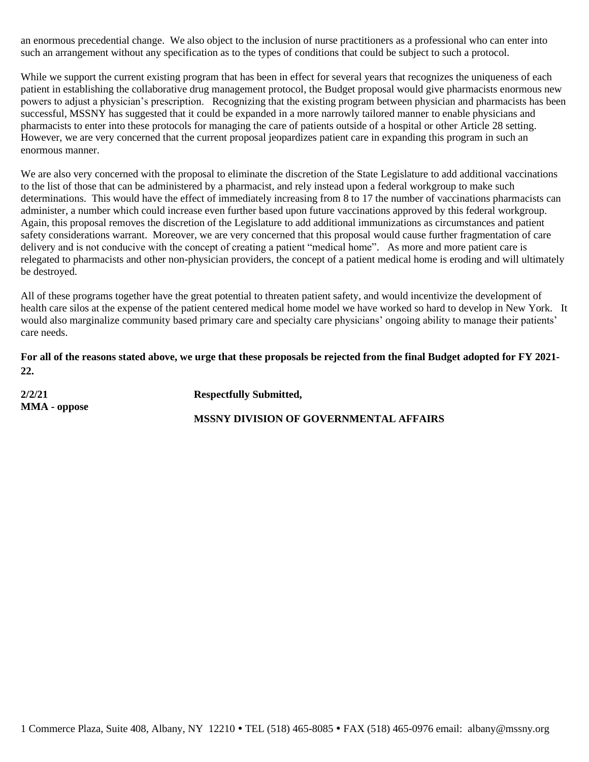an enormous precedential change. We also object to the inclusion of nurse practitioners as a professional who can enter into such an arrangement without any specification as to the types of conditions that could be subject to such a protocol.

While we support the current existing program that has been in effect for several years that recognizes the uniqueness of each patient in establishing the collaborative drug management protocol, the Budget proposal would give pharmacists enormous new powers to adjust a physician's prescription. Recognizing that the existing program between physician and pharmacists has been successful, MSSNY has suggested that it could be expanded in a more narrowly tailored manner to enable physicians and pharmacists to enter into these protocols for managing the care of patients outside of a hospital or other Article 28 setting. However, we are very concerned that the current proposal jeopardizes patient care in expanding this program in such an enormous manner.

We are also very concerned with the proposal to eliminate the discretion of the State Legislature to add additional vaccinations to the list of those that can be administered by a pharmacist, and rely instead upon a federal workgroup to make such determinations. This would have the effect of immediately increasing from 8 to 17 the number of vaccinations pharmacists can administer, a number which could increase even further based upon future vaccinations approved by this federal workgroup. Again, this proposal removes the discretion of the Legislature to add additional immunizations as circumstances and patient safety considerations warrant. Moreover, we are very concerned that this proposal would cause further fragmentation of care delivery and is not conducive with the concept of creating a patient "medical home". As more and more patient care is relegated to pharmacists and other non-physician providers, the concept of a patient medical home is eroding and will ultimately be destroyed.

All of these programs together have the great potential to threaten patient safety, and would incentivize the development of health care silos at the expense of the patient centered medical home model we have worked so hard to develop in New York. It would also marginalize community based primary care and specialty care physicians' ongoing ability to manage their patients' care needs.

**For all of the reasons stated above, we urge that these proposals be rejected from the final Budget adopted for FY 2021-22.**

**2/2/21**
**MMA - oppose**

**Respectfully Submitted,**

**MSSNY DIVISION OF GOVERNMENTAL AFFAIRS**

1 Commerce Plaza, Suite 408, Albany, NY 12210 • TEL (518) 465-8085 • FAX (518) 465-0976 email: albany@mssny.org